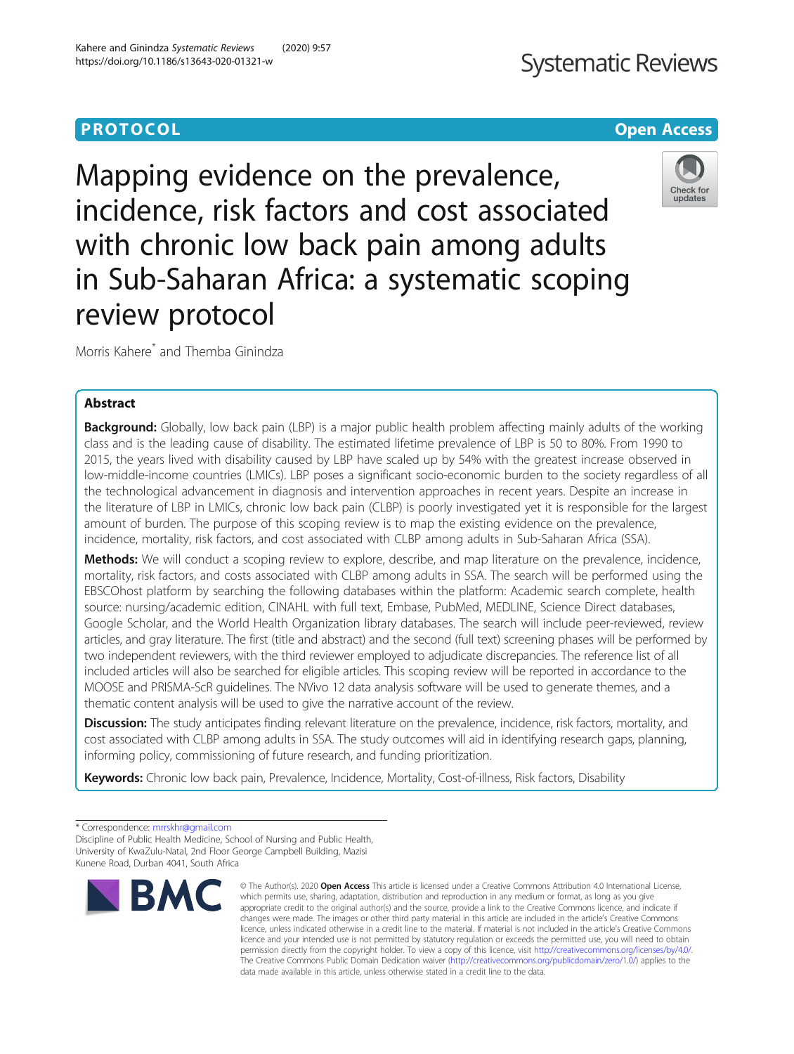PROTOCOL

Open Access

# Mapping evidence on the prevalence, incidence, risk factors and cost associated with chronic low back pain among adults in Sub-Saharan Africa: a systematic scoping review protocol

Morris Kahere* and Themba Ginindza

## Abstract

**Background:** Globally, low back pain (LBP) is a major public health problem affecting mainly adults of the working class and is the leading cause of disability. The estimated lifetime prevalence of LBP is 50 to 80%. From 1990 to 2015, the years lived with disability caused by LBP have scaled up by 54% with the greatest increase observed in low-middle-income countries (LMICs). LBP poses a significant socio-economic burden to the society regardless of all the technological advancement in diagnosis and intervention approaches in recent years. Despite an increase in the literature of LBP in LMICs, chronic low back pain (CLBP) is poorly investigated yet it is responsible for the largest amount of burden. The purpose of this scoping review is to map the existing evidence on the prevalence, incidence, mortality, risk factors, and cost associated with CLBP among adults in Sub-Saharan Africa (SSA).

**Methods:** We will conduct a scoping review to explore, describe, and map literature on the prevalence, incidence, mortality, risk factors, and costs associated with CLBP among adults in SSA. The search will be performed using the EBSCOhost platform by searching the following databases within the platform: Academic search complete, health source: nursing/academic edition, CINAHL with full text, Embase, PubMed, MEDLINE, Science Direct databases, Google Scholar, and the World Health Organization library databases. The search will include peer-reviewed, review articles, and gray literature. The first (title and abstract) and the second (full text) screening phases will be performed by two independent reviewers, with the third reviewer employed to adjudicate discrepancies. The reference list of all included articles will also be searched for eligible articles. This scoping review will be reported in accordance to the MOOSE and PRISMA-ScR guidelines. The NVivo 12 data analysis software will be used to generate themes, and a thematic content analysis will be used to give the narrative account of the review.

**Discussion:** The study anticipates finding relevant literature on the prevalence, incidence, risk factors, mortality, and cost associated with CLBP among adults in SSA. The study outcomes will aid in identifying research gaps, planning, informing policy, commissioning of future research, and funding prioritization.

**Keywords:** Chronic low back pain, Prevalence, Incidence, Mortality, Cost-of-illness, Risk factors, Disability

---

* Correspondence: mrrskhr@gmail.com
Discipline of Public Health Medicine, School of Nursing and Public Health, University of KwaZulu-Natal, 2nd Floor George Campbell Building, Mazisi Kunene Road, Durban 4041, South Africa

© The Author(s). 2020 **Open Access** This article is licensed under a Creative Commons Attribution 4.0 International License, which permits use, sharing, adaptation, distribution and reproduction in any medium or format, as long as you give appropriate credit to the original author(s) and the source, provide a link to the Creative Commons licence, and indicate if changes were made. The images or other third party material in this article are included in the article's Creative Commons licence, unless indicated otherwise in a credit line to the material. If material is not included in the article's Creative Commons licence and your intended use is not permitted by statutory regulation or exceeds the permitted use, you will need to obtain permission directly from the copyright holder. To view a copy of this licence, visit http://creativecommons.org/licenses/by/4.0/. The Creative Commons Public Domain Dedication waiver (http://creativecommons.org/publicdomain/zero/1.0/) applies to the data made available in this article, unless otherwise stated in a credit line to the data.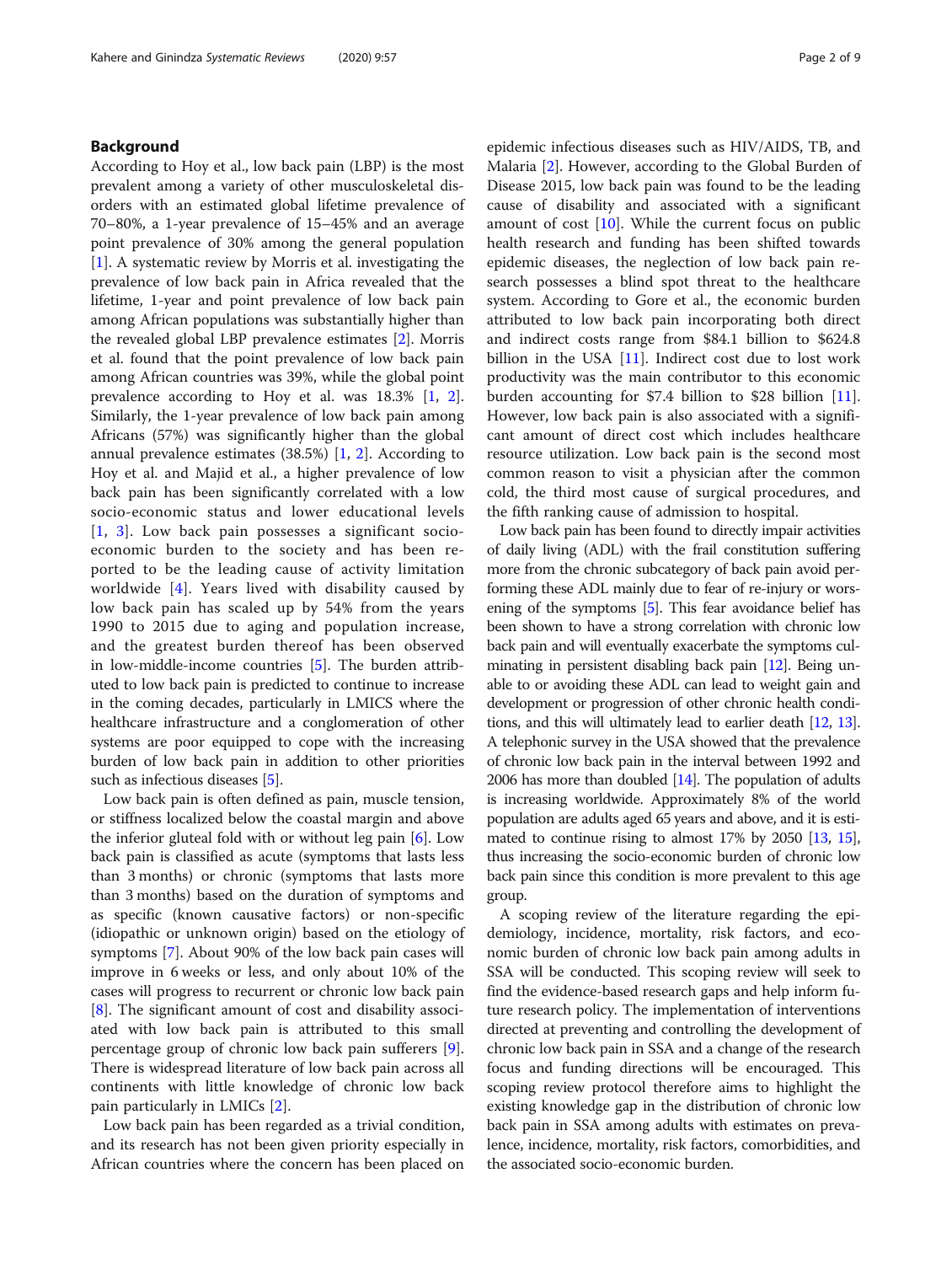## Background

According to Hoy et al., low back pain (LBP) is the most prevalent among a variety of other musculoskeletal disorders with an estimated global lifetime prevalence of 70–80%, a 1-year prevalence of 15–45% and an average point prevalence of 30% among the general population [1]. A systematic review by Morris et al. investigating the prevalence of low back pain in Africa revealed that the lifetime, 1-year and point prevalence of low back pain among African populations was substantially higher than the revealed global LBP prevalence estimates [2]. Morris et al. found that the point prevalence of low back pain among African countries was 39%, while the global point prevalence according to Hoy et al. was 18.3% [1, 2]. Similarly, the 1-year prevalence of low back pain among Africans (57%) was significantly higher than the global annual prevalence estimates (38.5%) [1, 2]. According to Hoy et al. and Majid et al., a higher prevalence of low back pain has been significantly correlated with a low socio-economic status and lower educational levels [1, 3]. Low back pain possesses a significant socio-economic burden to the society and has been reported to be the leading cause of activity limitation worldwide [4]. Years lived with disability caused by low back pain has scaled up by 54% from the years 1990 to 2015 due to aging and population increase, and the greatest burden thereof has been observed in low-middle-income countries [5]. The burden attributed to low back pain is predicted to continue to increase in the coming decades, particularly in LMICS where the healthcare infrastructure and a conglomeration of other systems are poor equipped to cope with the increasing burden of low back pain in addition to other priorities such as infectious diseases [5].

Low back pain is often defined as pain, muscle tension, or stiffness localized below the coastal margin and above the inferior gluteal fold with or without leg pain [6]. Low back pain is classified as acute (symptoms that lasts less than 3 months) or chronic (symptoms that lasts more than 3 months) based on the duration of symptoms and as specific (known causative factors) or non-specific (idiopathic or unknown origin) based on the etiology of symptoms [7]. About 90% of the low back pain cases will improve in 6 weeks or less, and only about 10% of the cases will progress to recurrent or chronic low back pain [8]. The significant amount of cost and disability associated with low back pain is attributed to this small percentage group of chronic low back pain sufferers [9]. There is widespread literature of low back pain across all continents with little knowledge of chronic low back pain particularly in LMICs [2].

Low back pain has been regarded as a trivial condition, and its research has not been given priority especially in African countries where the concern has been placed on epidemic infectious diseases such as HIV/AIDS, TB, and Malaria [2]. However, according to the Global Burden of Disease 2015, low back pain was found to be the leading cause of disability and associated with a significant amount of cost [10]. While the current focus on public health research and funding has been shifted towards epidemic diseases, the neglection of low back pain research possesses a blind spot threat to the healthcare system. According to Gore et al., the economic burden attributed to low back pain incorporating both direct and indirect costs range from $84.1 billion to $624.8 billion in the USA [11]. Indirect cost due to lost work productivity was the main contributor to this economic burden accounting for $7.4 billion to $28 billion [11]. However, low back pain is also associated with a significant amount of direct cost which includes healthcare resource utilization. Low back pain is the second most common reason to visit a physician after the common cold, the third most cause of surgical procedures, and the fifth ranking cause of admission to hospital.

Low back pain has been found to directly impair activities of daily living (ADL) with the frail constitution suffering more from the chronic subcategory of back pain avoid performing these ADL mainly due to fear of re-injury or worsening of the symptoms [5]. This fear avoidance belief has been shown to have a strong correlation with chronic low back pain and will eventually exacerbate the symptoms culminating in persistent disabling back pain [12]. Being unable to or avoiding these ADL can lead to weight gain and development or progression of other chronic health conditions, and this will ultimately lead to earlier death [12, 13]. A telephonic survey in the USA showed that the prevalence of chronic low back pain in the interval between 1992 and 2006 has more than doubled [14]. The population of adults is increasing worldwide. Approximately 8% of the world population are adults aged 65 years and above, and it is estimated to continue rising to almost 17% by 2050 [13, 15], thus increasing the socio-economic burden of chronic low back pain since this condition is more prevalent to this age group.

A scoping review of the literature regarding the epidemiology, incidence, mortality, risk factors, and economic burden of chronic low back pain among adults in SSA will be conducted. This scoping review will seek to find the evidence-based research gaps and help inform future research policy. The implementation of interventions directed at preventing and controlling the development of chronic low back pain in SSA and a change of the research focus and funding directions will be encouraged. This scoping review protocol therefore aims to highlight the existing knowledge gap in the distribution of chronic low back pain in SSA among adults with estimates on prevalence, incidence, mortality, risk factors, comorbidities, and the associated socio-economic burden.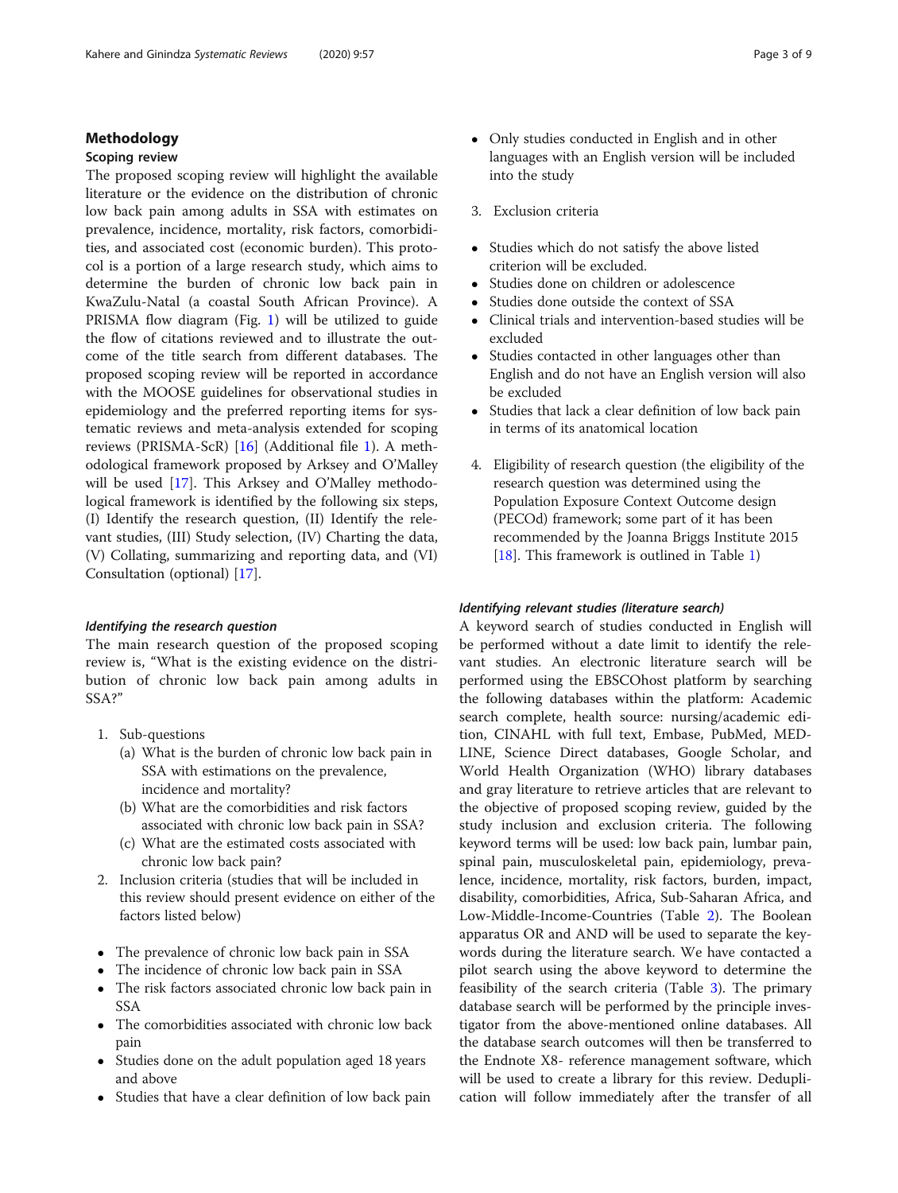## Methodology

### Scoping review

The proposed scoping review will highlight the available literature or the evidence on the distribution of chronic low back pain among adults in SSA with estimates on prevalence, incidence, mortality, risk factors, comorbidities, and associated cost (economic burden). This protocol is a portion of a large research study, which aims to determine the burden of chronic low back pain in KwaZulu-Natal (a coastal South African Province). A PRISMA flow diagram (Fig. 1) will be utilized to guide the flow of citations reviewed and to illustrate the outcome of the title search from different databases. The proposed scoping review will be reported in accordance with the MOOSE guidelines for observational studies in epidemiology and the preferred reporting items for systematic reviews and meta-analysis extended for scoping reviews (PRISMA-ScR) [16] (Additional file 1). A methodological framework proposed by Arksey and O'Malley will be used [17]. This Arksey and O'Malley methodological framework is identified by the following six steps, (I) Identify the research question, (II) Identify the relevant studies, (III) Study selection, (IV) Charting the data, (V) Collating, summarizing and reporting data, and (VI) Consultation (optional) [17].

#### *Identifying the research question*

The main research question of the proposed scoping review is, "What is the existing evidence on the distribution of chronic low back pain among adults in SSA?"

1. Sub-questions
   (a) What is the burden of chronic low back pain in SSA with estimations on the prevalence, incidence and mortality?
   (b) What are the comorbidities and risk factors associated with chronic low back pain in SSA?
   (c) What are the estimated costs associated with chronic low back pain?
2. Inclusion criteria (studies that will be included in this review should present evidence on either of the factors listed below)

- The prevalence of chronic low back pain in SSA
- The incidence of chronic low back pain in SSA
- The risk factors associated chronic low back pain in SSA
- The comorbidities associated with chronic low back pain
- Studies done on the adult population aged 18 years and above
- Studies that have a clear definition of low back pain
- Only studies conducted in English and in other languages with an English version will be included into the study

3. Exclusion criteria

- Studies which do not satisfy the above listed criterion will be excluded.
- Studies done on children or adolescence
- Studies done outside the context of SSA
- Clinical trials and intervention-based studies will be excluded
- Studies contacted in other languages other than English and do not have an English version will also be excluded
- Studies that lack a clear definition of low back pain in terms of its anatomical location

4. Eligibility of research question (the eligibility of the research question was determined using the Population Exposure Context Outcome design (PECOd) framework; some part of it has been recommended by the Joanna Briggs Institute 2015 [18]. This framework is outlined in Table 1)

#### *Identifying relevant studies (literature search)*

A keyword search of studies conducted in English will be performed without a date limit to identify the relevant studies. An electronic literature search will be performed using the EBSCOhost platform by searching the following databases within the platform: Academic search complete, health source: nursing/academic edition, CINAHL with full text, Embase, PubMed, MEDLINE, Science Direct databases, Google Scholar, and World Health Organization (WHO) library databases and gray literature to retrieve articles that are relevant to the objective of proposed scoping review, guided by the study inclusion and exclusion criteria. The following keyword terms will be used: low back pain, lumbar pain, spinal pain, musculoskeletal pain, epidemiology, prevalence, incidence, mortality, risk factors, burden, impact, disability, comorbidities, Africa, Sub-Saharan Africa, and Low-Middle-Income-Countries (Table 2). The Boolean apparatus OR and AND will be used to separate the keywords during the literature search. We have contacted a pilot search using the above keyword to determine the feasibility of the search criteria (Table 3). The primary database search will be performed by the principle investigator from the above-mentioned online databases. All the database search outcomes will then be transferred to the Endnote X8- reference management software, which will be used to create a library for this review. Deduplication will follow immediately after the transfer of all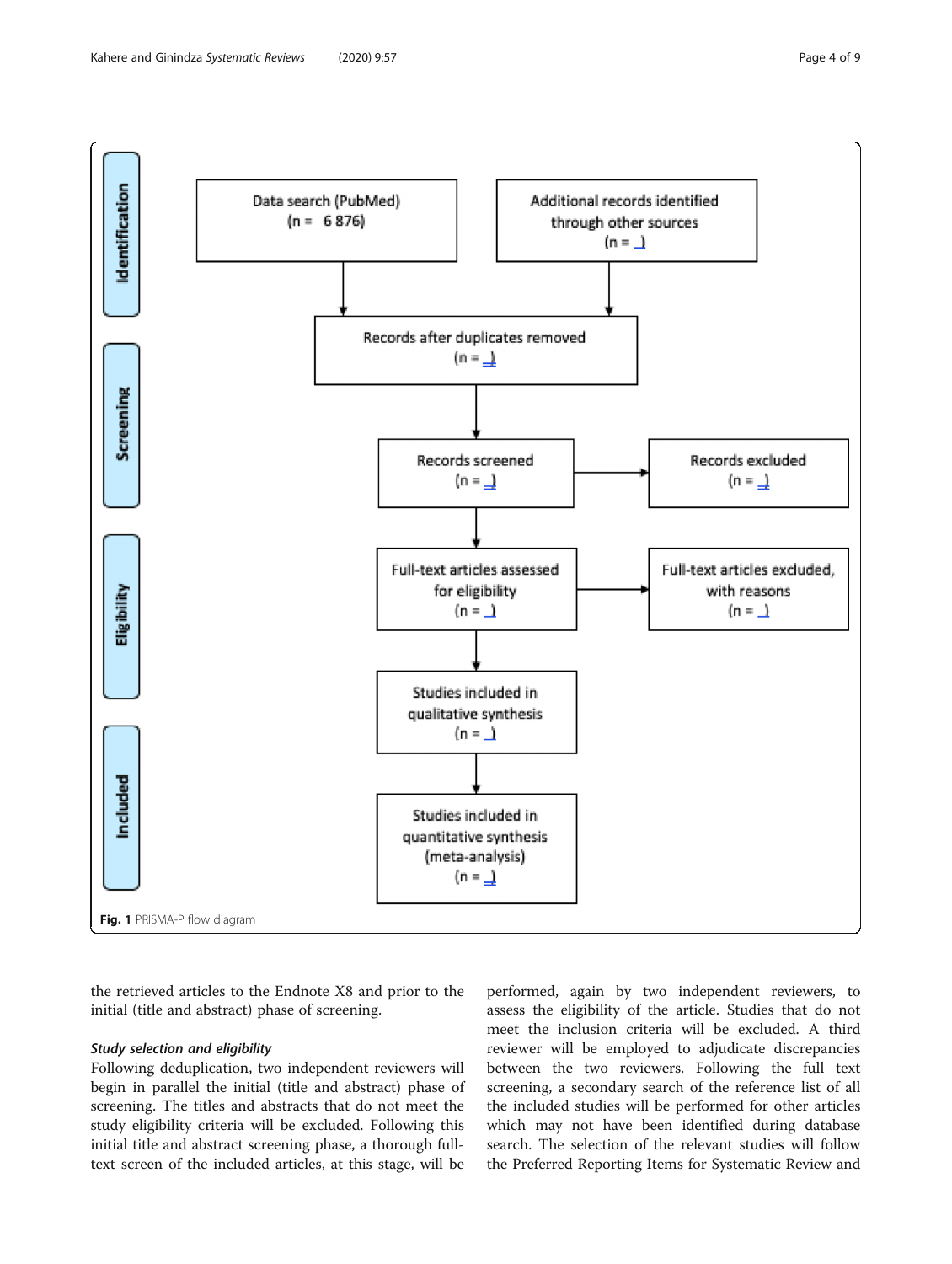| Identification | | |
|---|---|---|
| | Data search (PubMed) (n = 6 876) | Additional records identified through other sources (n = _) |
| | Records after duplicates removed (n = _) | |
| Screening | Records screened (n = _) | Records excluded (n = _) |
| Eligibility | Full-text articles assessed for eligibility (n = _) | Full-text articles excluded, with reasons (n = _) |
| Included | Studies included in qualitative synthesis (n = _) | |
| | Studies included in quantitative synthesis (meta-analysis) (n = _) | |

**Fig. 1** PRISMA-P flow diagram

the retrieved articles to the Endnote X8 and prior to the initial (title and abstract) phase of screening.

### *Study selection and eligibility*

Following deduplication, two independent reviewers will begin in parallel the initial (title and abstract) phase of screening. The titles and abstracts that do not meet the study eligibility criteria will be excluded. Following this initial title and abstract screening phase, a thorough full-text screen of the included articles, at this stage, will be performed, again by two independent reviewers, to assess the eligibility of the article. Studies that do not meet the inclusion criteria will be excluded. A third reviewer will be employed to adjudicate discrepancies between the two reviewers. Following the full text screening, a secondary search of the reference list of all the included studies will be performed for other articles which may not have been identified during database search. The selection of the relevant studies will follow the Preferred Reporting Items for Systematic Review and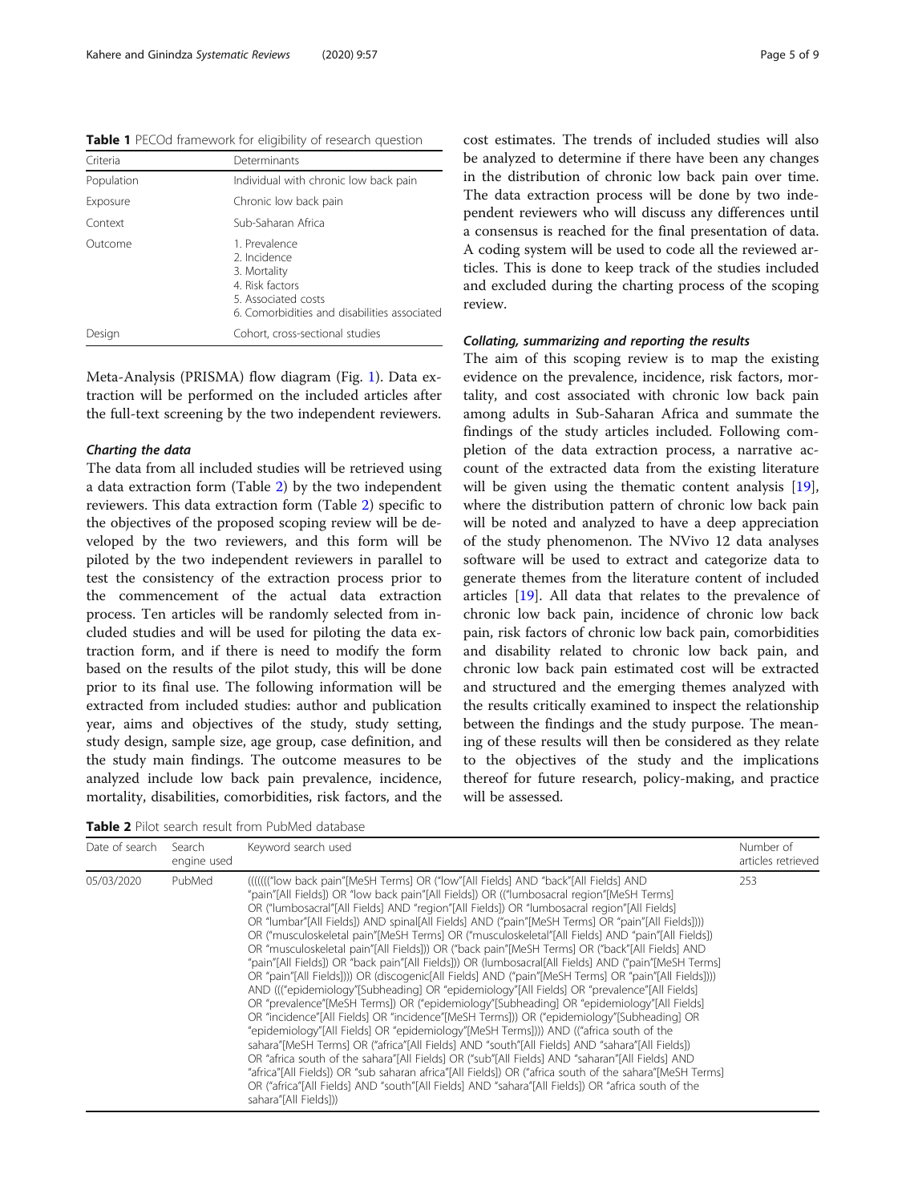**Table 1** PECOd framework for eligibility of research question

| Criteria | Determinants |
| --- | --- |
| Population | Individual with chronic low back pain |
| Exposure | Chronic low back pain |
| Context | Sub-Saharan Africa |
| Outcome | 1. Prevalence<br>2. Incidence<br>3. Mortality<br>4. Risk factors<br>5. Associated costs<br>6. Comorbidities and disabilities associated |
| Design | Cohort, cross-sectional studies |

Meta-Analysis (PRISMA) flow diagram (Fig. 1). Data extraction will be performed on the included articles after the full-text screening by the two independent reviewers.

### Charting the data

The data from all included studies will be retrieved using a data extraction form (Table 2) by the two independent reviewers. This data extraction form (Table 2) specific to the objectives of the proposed scoping review will be developed by the two reviewers, and this form will be piloted by the two independent reviewers in parallel to test the consistency of the extraction process prior to the commencement of the actual data extraction process. Ten articles will be randomly selected from included studies and will be used for piloting the data extraction form, and if there is need to modify the form based on the results of the pilot study, this will be done prior to its final use. The following information will be extracted from included studies: author and publication year, aims and objectives of the study, study setting, study design, sample size, age group, case definition, and the study main findings. The outcome measures to be analyzed include low back pain prevalence, incidence, mortality, disabilities, comorbidities, risk factors, and the cost estimates. The trends of included studies will also be analyzed to determine if there have been any changes in the distribution of chronic low back pain over time. The data extraction process will be done by two independent reviewers who will discuss any differences until a consensus is reached for the final presentation of data. A coding system will be used to code all the reviewed articles. This is done to keep track of the studies included and excluded during the charting process of the scoping review.

### Collating, summarizing and reporting the results

The aim of this scoping review is to map the existing evidence on the prevalence, incidence, risk factors, mortality, and cost associated with chronic low back pain among adults in Sub-Saharan Africa and summate the findings of the study articles included. Following completion of the data extraction process, a narrative account of the extracted data from the existing literature will be given using the thematic content analysis [19], where the distribution pattern of chronic low back pain will be noted and analyzed to have a deep appreciation of the study phenomenon. The NVivo 12 data analyses software will be used to extract and categorize data to generate themes from the literature content of included articles [19]. All data that relates to the prevalence of chronic low back pain, incidence of chronic low back pain, risk factors of chronic low back pain, comorbidities and disability related to chronic low back pain, and chronic low back pain estimated cost will be extracted and structured and the emerging themes analyzed with the results critically examined to inspect the relationship between the findings and the study purpose. The meaning of these results will then be considered as they relate to the objectives of the study and the implications thereof for future research, policy-making, and practice will be assessed.

**Table 2** Pilot search result from PubMed database

| Date of search | Search engine used | Keyword search used | Number of articles retrieved |
| --- | --- | --- | --- |
| 05/03/2020 | PubMed | ((((((("low back pain"[MeSH Terms] OR ("low"[All Fields] AND "back"[All Fields] AND "pain"[All Fields]) OR "low back pain"[All Fields]) OR (("lumbosacral region"[MeSH Terms] OR ("lumbosacral"[All Fields] AND "region"[All Fields]) OR "lumbosacral region"[All Fields] OR "lumbar"[All Fields]) AND spinal[All Fields] AND ("pain"[MeSH Terms] OR "pain"[All Fields]))) OR ("musculoskeletal pain"[MeSH Terms] OR ("musculoskeletal"[All Fields] AND "pain"[All Fields]) OR "musculoskeletal pain"[All Fields])) OR ("back pain"[MeSH Terms] OR ("back"[All Fields] AND "pain"[All Fields]) OR "back pain"[All Fields])) OR (lumbosacral[All Fields] AND ("pain"[MeSH Terms] OR "pain"[All Fields]))) OR (discogenic[All Fields] AND ("pain"[MeSH Terms] OR "pain"[All Fields]))) AND ((("epidemiology"[Subheading] OR "epidemiology"[All Fields] OR "prevalence"[All Fields] OR "prevalence"[MeSH Terms]) OR ("epidemiology"[Subheading] OR "epidemiology"[All Fields] OR "incidence"[All Fields] OR "incidence"[MeSH Terms])) OR ("epidemiology"[Subheading] OR "epidemiology"[All Fields] OR "epidemiology"[MeSH Terms]))) AND (("africa south of the sahara"[MeSH Terms] OR ("africa"[All Fields] AND "south"[All Fields] AND "sahara"[All Fields]) OR "africa south of the sahara"[All Fields] OR ("sub"[All Fields] AND "saharan"[All Fields] AND "africa"[All Fields]) OR "sub saharan africa"[All Fields]) OR ("africa south of the sahara"[MeSH Terms] OR ("africa"[All Fields] AND "south"[All Fields] AND "sahara"[All Fields]) OR "africa south of the sahara"[All Fields])) | 253 |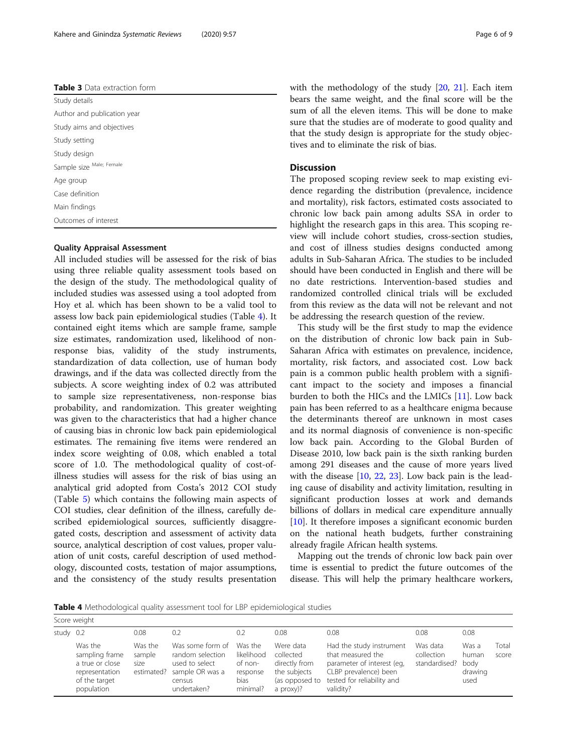**Table 3** Data extraction form

| Study details |
|---|
| Author and publication year |
| Study aims and objectives |
| Study setting |
| Study design |
| Sample size [Male; Female] |
| Age group |
| Case definition |
| Main findings |
| Outcomes of interest |

### Quality Appraisal Assessment

All included studies will be assessed for the risk of bias using three reliable quality assessment tools based on the design of the study. The methodological quality of included studies was assessed using a tool adopted from Hoy et al. which has been shown to be a valid tool to assess low back pain epidemiological studies (Table 4). It contained eight items which are sample frame, sample size estimates, randomization used, likelihood of non-response bias, validity of the study instruments, standardization of data collection, use of human body drawings, and if the data was collected directly from the subjects. A score weighting index of 0.2 was attributed to sample size representativeness, non-response bias probability, and randomization. This greater weighting was given to the characteristics that had a higher chance of causing bias in chronic low back pain epidemiological estimates. The remaining five items were rendered an index score weighting of 0.08, which enabled a total score of 1.0. The methodological quality of cost-of-illness studies will assess for the risk of bias using an analytical grid adopted from Costa's 2012 COI study (Table 5) which contains the following main aspects of COI studies, clear definition of the illness, carefully described epidemiological sources, sufficiently disaggregated costs, description and assessment of activity data source, analytical description of cost values, proper valuation of unit costs, careful description of used methodology, discounted costs, testation of major assumptions, and the consistency of the study results presentation with the methodology of the study [20, 21]. Each item bears the same weight, and the final score will be the sum of all the eleven items. This will be done to make sure that the studies are of moderate to good quality and that the study design is appropriate for the study objectives and to eliminate the risk of bias.

## Discussion

The proposed scoping review seek to map existing evidence regarding the distribution (prevalence, incidence and mortality), risk factors, estimated costs associated to chronic low back pain among adults SSA in order to highlight the research gaps in this area. This scoping review will include cohort studies, cross-section studies, and cost of illness studies designs conducted among adults in Sub-Saharan Africa. The studies to be included should have been conducted in English and there will be no date restrictions. Intervention-based studies and randomized controlled clinical trials will be excluded from this review as the data will not be relevant and not be addressing the research question of the review.

This study will be the first study to map the evidence on the distribution of chronic low back pain in Sub-Saharan Africa with estimates on prevalence, incidence, mortality, risk factors, and associated cost. Low back pain is a common public health problem with a significant impact to the society and imposes a financial burden to both the HICs and the LMICs [11]. Low back pain has been referred to as a healthcare enigma because the determinants thereof are unknown in most cases and its normal diagnosis of convenience is non-specific low back pain. According to the Global Burden of Disease 2010, low back pain is the sixth ranking burden among 291 diseases and the cause of more years lived with the disease [10, 22, 23]. Low back pain is the leading cause of disability and activity limitation, resulting in significant production losses at work and demands billions of dollars in medical care expenditure annually [10]. It therefore imposes a significant economic burden on the national heath budgets, further constraining already fragile African health systems.

Mapping out the trends of chronic low back pain over time is essential to predict the future outcomes of the disease. This will help the primary healthcare workers,

**Table 4** Methodological quality assessment tool for LBP epidemiological studies

| Score weight | | | | | | | | | |
|---|---|---|---|---|---|---|---|---|---|
| study | 0.2 | 0.08 | 0.2 | 0.2 | 0.08 | 0.08 | 0.08 | 0.08 | |
| | Was the sampling frame a true or close representation of the target population | Was the sample size estimated? | Was some form of random selection used to select sample OR was a census undertaken? | Was the likelihood of non-response bias minimal? | Were data collected directly from the subjects (as opposed to a proxy)? | Had the study instrument that measured the parameter of interest (eg, CLBP prevalence) been tested for reliability and validity? | Was data collection standardised? | Was a human body drawing used | Total score |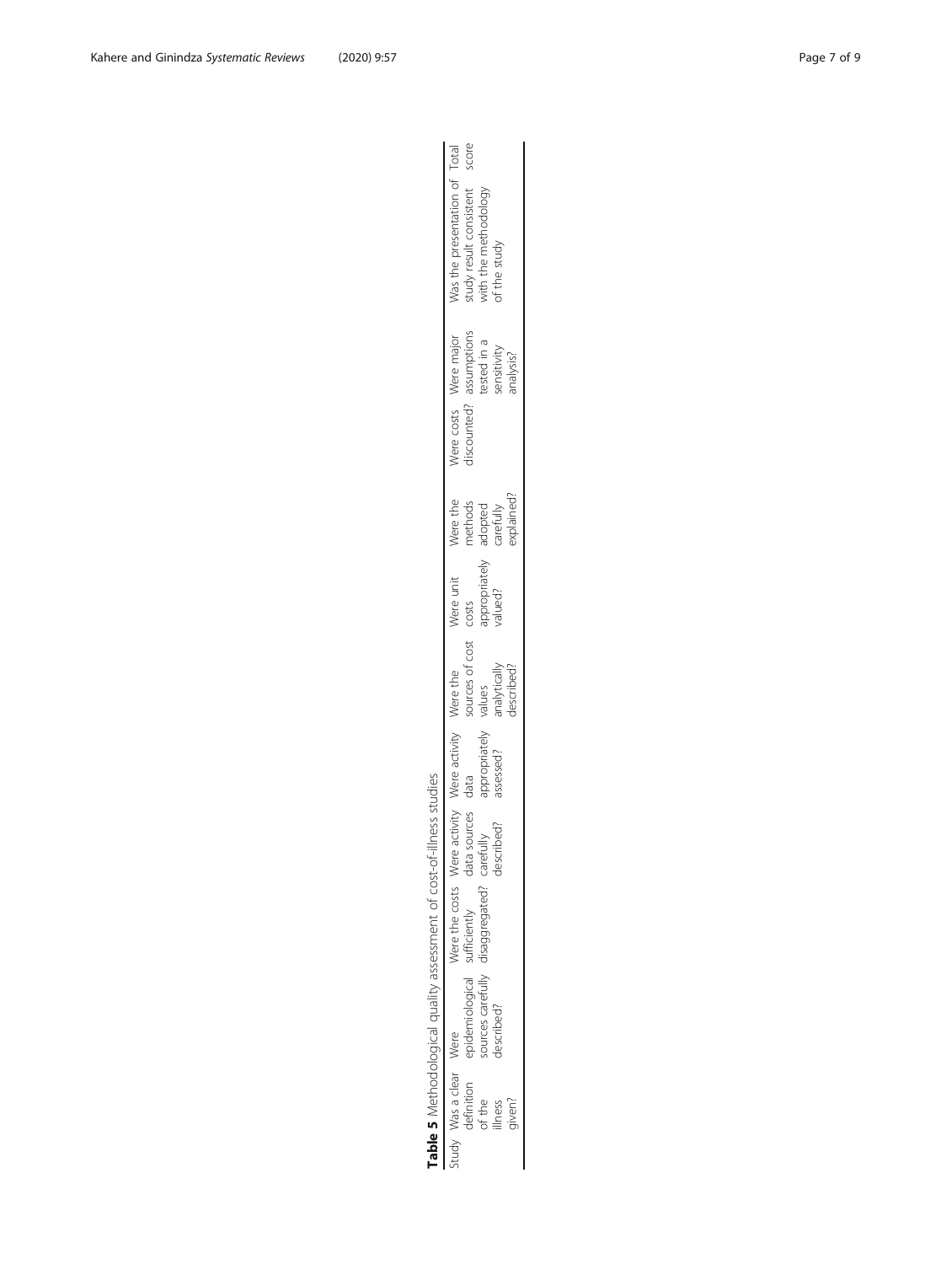**Table 5** Methodological quality assessment of cost-of-illness studies

| Study | Was a clear definition of the illness given? | Were epidemiological sources carefully described? | Were the costs sufficiently disaggregated? | Were activity data sources carefully described? | Were activity data appropriately assessed? | Were the sources of cost values analytically described? | Were unit costs appropriately valued? | Were the methods adopted carefully explained? | Were costs discounted? | Were major assumptions tested in a sensitivity analysis? | Was the presentation of study result consistent with the methodology of the study | Total score |
|---|---|---|---|---|---|---|---|---|---|---|---|---|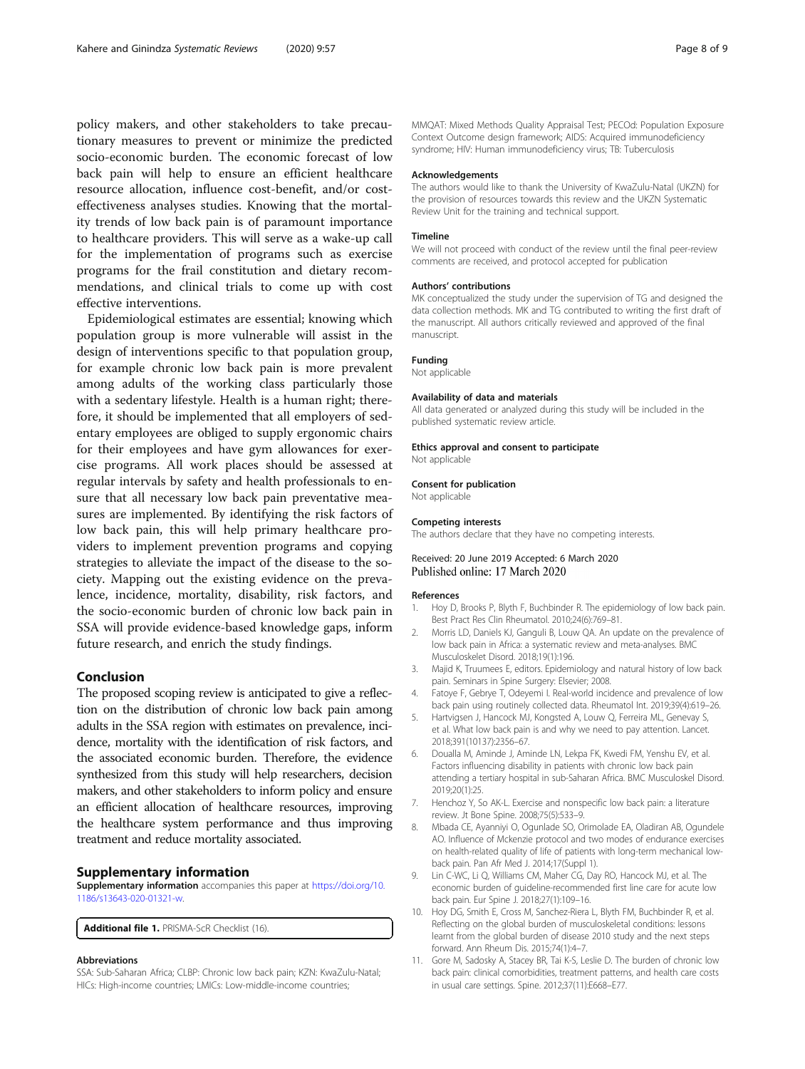policy makers, and other stakeholders to take precautionary measures to prevent or minimize the predicted socio-economic burden. The economic forecast of low back pain will help to ensure an efficient healthcare resource allocation, influence cost-benefit, and/or cost-effectiveness analyses studies. Knowing that the mortality trends of low back pain is of paramount importance to healthcare providers. This will serve as a wake-up call for the implementation of programs such as exercise programs for the frail constitution and dietary recommendations, and clinical trials to come up with cost effective interventions.

Epidemiological estimates are essential; knowing which population group is more vulnerable will assist in the design of interventions specific to that population group, for example chronic low back pain is more prevalent among adults of the working class particularly those with a sedentary lifestyle. Health is a human right; therefore, it should be implemented that all employers of sedentary employees are obliged to supply ergonomic chairs for their employees and have gym allowances for exercise programs. All work places should be assessed at regular intervals by safety and health professionals to ensure that all necessary low back pain preventative measures are implemented. By identifying the risk factors of low back pain, this will help primary healthcare providers to implement prevention programs and copying strategies to alleviate the impact of the disease to the society. Mapping out the existing evidence on the prevalence, incidence, mortality, disability, risk factors, and the socio-economic burden of chronic low back pain in SSA will provide evidence-based knowledge gaps, inform future research, and enrich the study findings.

## Conclusion

The proposed scoping review is anticipated to give a reflection on the distribution of chronic low back pain among adults in the SSA region with estimates on prevalence, incidence, mortality with the identification of risk factors, and the associated economic burden. Therefore, the evidence synthesized from this study will help researchers, decision makers, and other stakeholders to inform policy and ensure an efficient allocation of healthcare resources, improving the healthcare system performance and thus improving treatment and reduce mortality associated.

## Supplementary information

**Supplementary information** accompanies this paper at https://doi.org/10.1186/s13643-020-01321-w.

**Additional file 1.** PRISMA-ScR Checklist (16).

### Abbreviations

SSA: Sub-Saharan Africa; CLBP: Chronic low back pain; KZN: KwaZulu-Natal; HICs: High-income countries; LMICs: Low-middle-income countries; MMQAT: Mixed Methods Quality Appraisal Test; PECOd: Population Exposure Context Outcome design framework; AIDS: Acquired immunodeficiency syndrome; HIV: Human immunodeficiency virus; TB: Tuberculosis

### Acknowledgements

The authors would like to thank the University of KwaZulu-Natal (UKZN) for the provision of resources towards this review and the UKZN Systematic Review Unit for the training and technical support.

### Timeline

We will not proceed with conduct of the review until the final peer-review comments are received, and protocol accepted for publication

### Authors' contributions

MK conceptualized the study under the supervision of TG and designed the data collection methods. MK and TG contributed to writing the first draft of the manuscript. All authors critically reviewed and approved of the final manuscript.

### Funding

Not applicable

### Availability of data and materials

All data generated or analyzed during this study will be included in the published systematic review article.

### Ethics approval and consent to participate

Not applicable

### Consent for publication

Not applicable

### Competing interests

The authors declare that they have no competing interests.

Received: 20 June 2019 Accepted: 6 March 2020
Published online: 17 March 2020

### References

1. Hoy D, Brooks P, Blyth F, Buchbinder R. The epidemiology of low back pain. Best Pract Res Clin Rheumatol. 2010;24(6):769–81.
2. Morris LD, Daniels KJ, Ganguli B, Louw QA. An update on the prevalence of low back pain in Africa: a systematic review and meta-analyses. BMC Musculoskelet Disord. 2018;19(1):196.
3. Majid K, Truumees E, editors. Epidemiology and natural history of low back pain. Seminars in Spine Surgery: Elsevier; 2008.
4. Fatoye F, Gebrye T, Odeyemi I. Real-world incidence and prevalence of low back pain using routinely collected data. Rheumatol Int. 2019;39(4):619–26.
5. Hartvigsen J, Hancock MJ, Kongsted A, Louw Q, Ferreira ML, Genevay S, et al. What low back pain is and why we need to pay attention. Lancet. 2018;391(10137):2356–67.
6. Doualla M, Aminde J, Aminde LN, Lekpa FK, Kwedi FM, Yenshu EV, et al. Factors influencing disability in patients with chronic low back pain attending a tertiary hospital in sub-Saharan Africa. BMC Musculoskel Disord. 2019;20(1):25.
7. Henchoz Y, So AK-L. Exercise and nonspecific low back pain: a literature review. Jt Bone Spine. 2008;75(5):533–9.
8. Mbada CE, Ayanniyi O, Ogunlade SO, Orimolade EA, Oladiran AB, Ogundele AO. Influence of Mckenzie protocol and two modes of endurance exercises on health-related quality of life of patients with long-term mechanical low-back pain. Pan Afr Med J. 2014;17(Suppl 1).
9. Lin C-WC, Li Q, Williams CM, Maher CG, Day RO, Hancock MJ, et al. The economic burden of guideline-recommended first line care for acute low back pain. Eur Spine J. 2018;27(1):109–16.
10. Hoy DG, Smith E, Cross M, Sanchez-Riera L, Blyth FM, Buchbinder R, et al. Reflecting on the global burden of musculoskeletal conditions: lessons learnt from the global burden of disease 2010 study and the next steps forward. Ann Rheum Dis. 2015;74(1):4–7.
11. Gore M, Sadosky A, Stacey BR, Tai K-S, Leslie D. The burden of chronic low back pain: clinical comorbidities, treatment patterns, and health care costs in usual care settings. Spine. 2012;37(11):E668–E77.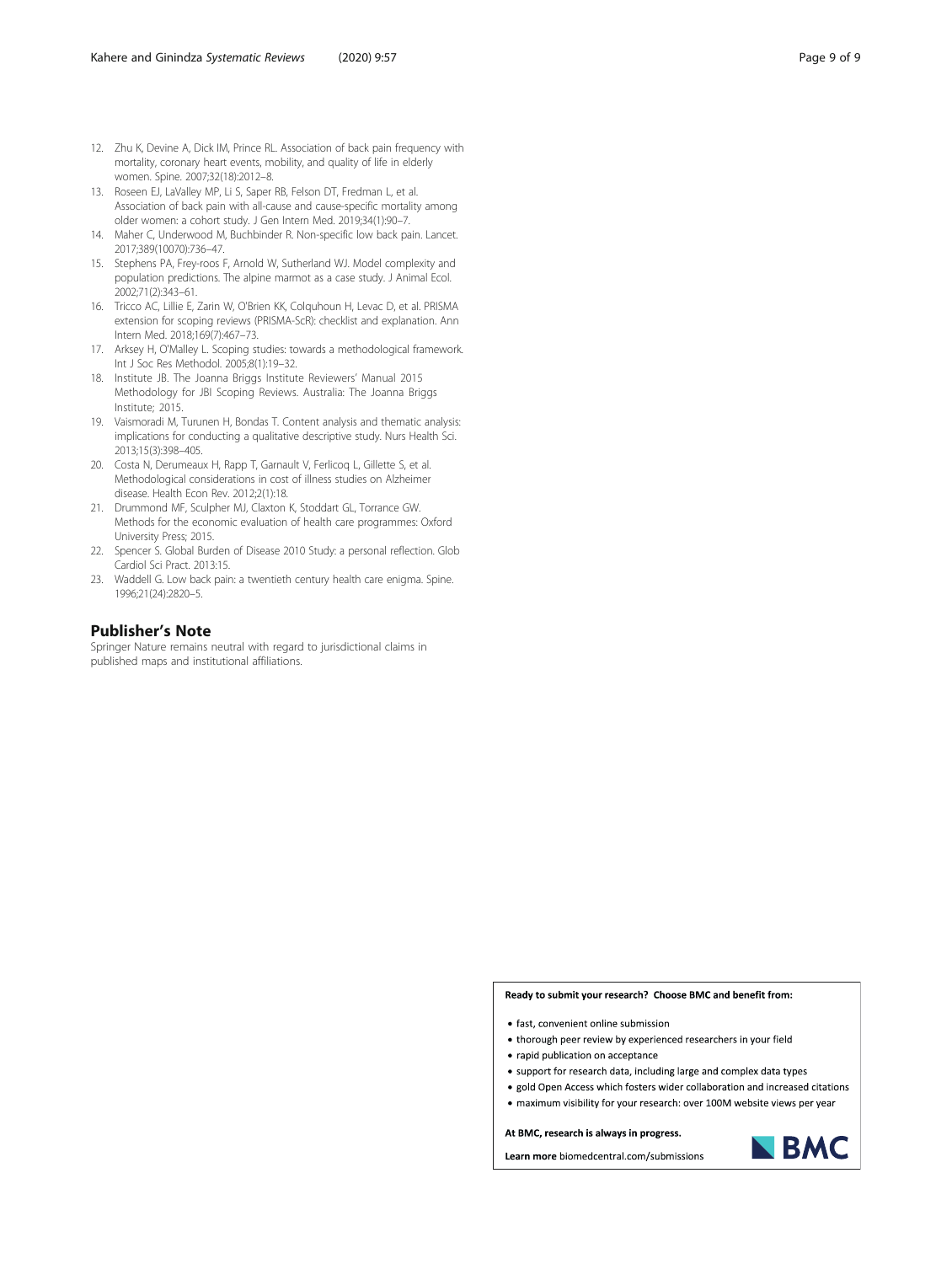12. Zhu K, Devine A, Dick IM, Prince RL. Association of back pain frequency with mortality, coronary heart events, mobility, and quality of life in elderly women. Spine. 2007;32(18):2012–8.
13. Roseen EJ, LaValley MP, Li S, Saper RB, Felson DT, Fredman L, et al. Association of back pain with all-cause and cause-specific mortality among older women: a cohort study. J Gen Intern Med. 2019;34(1):90–7.
14. Maher C, Underwood M, Buchbinder R. Non-specific low back pain. Lancet. 2017;389(10070):736–47.
15. Stephens PA, Frey-roos F, Arnold W, Sutherland WJ. Model complexity and population predictions. The alpine marmot as a case study. J Animal Ecol. 2002;71(2):343–61.
16. Tricco AC, Lillie E, Zarin W, O'Brien KK, Colquhoun H, Levac D, et al. PRISMA extension for scoping reviews (PRISMA-ScR): checklist and explanation. Ann Intern Med. 2018;169(7):467–73.
17. Arksey H, O'Malley L. Scoping studies: towards a methodological framework. Int J Soc Res Methodol. 2005;8(1):19–32.
18. Institute JB. The Joanna Briggs Institute Reviewers' Manual 2015 Methodology for JBI Scoping Reviews. Australia: The Joanna Briggs Institute; 2015.
19. Vaismoradi M, Turunen H, Bondas T. Content analysis and thematic analysis: implications for conducting a qualitative descriptive study. Nurs Health Sci. 2013;15(3):398–405.
20. Costa N, Derumeaux H, Rapp T, Garnault V, Ferlicoq L, Gillette S, et al. Methodological considerations in cost of illness studies on Alzheimer disease. Health Econ Rev. 2012;2(1):18.
21. Drummond MF, Sculpher MJ, Claxton K, Stoddart GL, Torrance GW. Methods for the economic evaluation of health care programmes: Oxford University Press; 2015.
22. Spencer S. Global Burden of Disease 2010 Study: a personal reflection. Glob Cardiol Sci Pract. 2013:15.
23. Waddell G. Low back pain: a twentieth century health care enigma. Spine. 1996;21(24):2820–5.

## Publisher's Note

Springer Nature remains neutral with regard to jurisdictional claims in published maps and institutional affiliations.

**Ready to submit your research? Choose BMC and benefit from:**

- fast, convenient online submission
- thorough peer review by experienced researchers in your field
- rapid publication on acceptance
- support for research data, including large and complex data types
- gold Open Access which fosters wider collaboration and increased citations
- maximum visibility for your research: over 100M website views per year

**At BMC, research is always in progress.**

**Learn more** biomedcentral.com/submissions

BMC